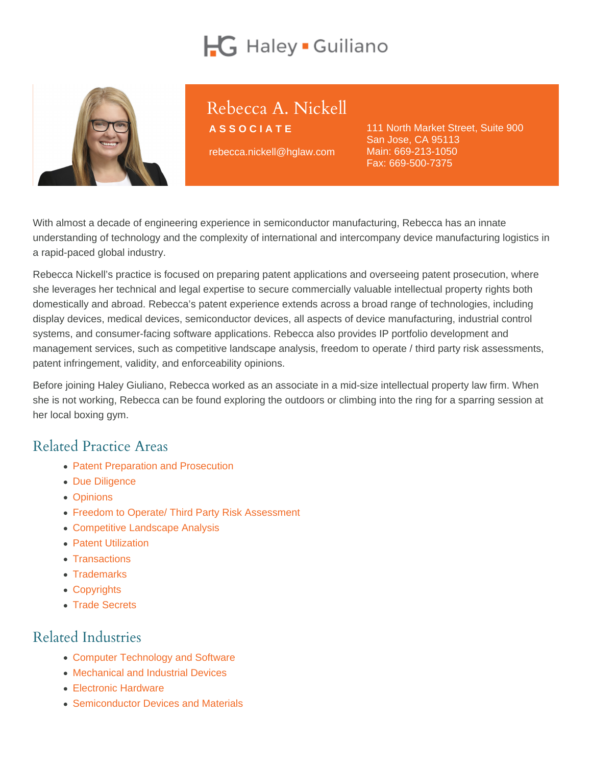Haley ▪ Guiliano

# Rebecca A. Nickell

**ASSOCIATE**

rebecca.nickell@hglaw.com

111 North Market Street, Suite 900
San Jose, CA 95113
Main: 669-213-1050
Fax: 669-500-7375

With almost a decade of engineering experience in semiconductor manufacturing, Rebecca has an innate understanding of technology and the complexity of international and intercompany device manufacturing logistics in a rapid-paced global industry.

Rebecca Nickell's practice is focused on preparing patent applications and overseeing patent prosecution, where she leverages her technical and legal expertise to secure commercially valuable intellectual property rights both domestically and abroad. Rebecca's patent experience extends across a broad range of technologies, including display devices, medical devices, semiconductor devices, all aspects of device manufacturing, industrial control systems, and consumer-facing software applications. Rebecca also provides IP portfolio development and management services, such as competitive landscape analysis, freedom to operate / third party risk assessments, patent infringement, validity, and enforceability opinions.

Before joining Haley Giuliano, Rebecca worked as an associate in a mid-size intellectual property law firm. When she is not working, Rebecca can be found exploring the outdoors or climbing into the ring for a sparring session at her local boxing gym.

## Related Practice Areas

- Patent Preparation and Prosecution
- Due Diligence
- Opinions
- Freedom to Operate/ Third Party Risk Assessment
- Competitive Landscape Analysis
- Patent Utilization
- Transactions
- Trademarks
- Copyrights
- Trade Secrets

## Related Industries

- Computer Technology and Software
- Mechanical and Industrial Devices
- Electronic Hardware
- Semiconductor Devices and Materials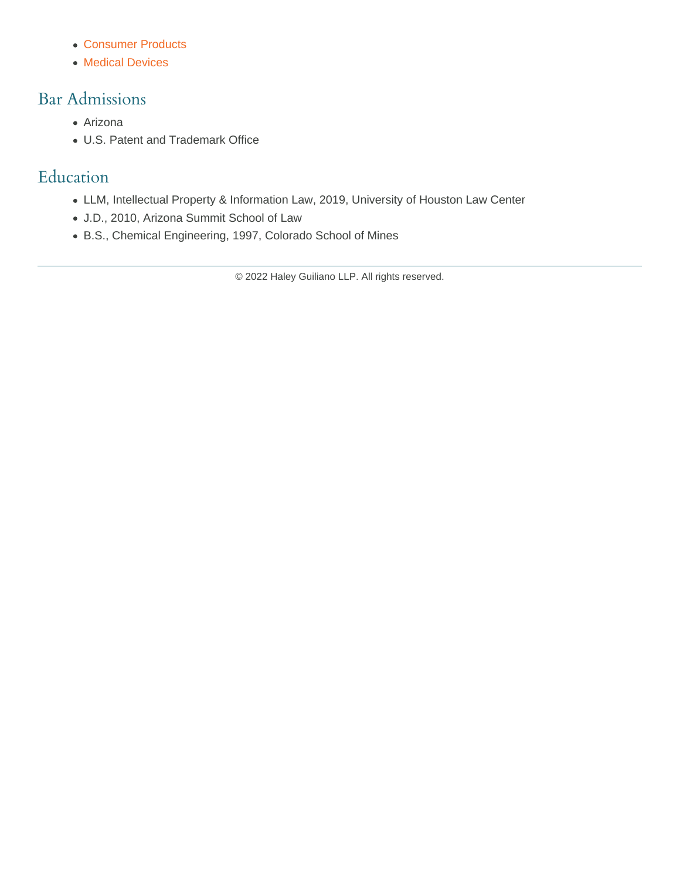- Consumer Products
- Medical Devices

## Bar Admissions

- Arizona
- U.S. Patent and Trademark Office

## Education

- LLM, Intellectual Property & Information Law, 2019, University of Houston Law Center
- J.D., 2010, Arizona Summit School of Law
- B.S., Chemical Engineering, 1997, Colorado School of Mines

---

© 2022 Haley Guiliano LLP. All rights reserved.